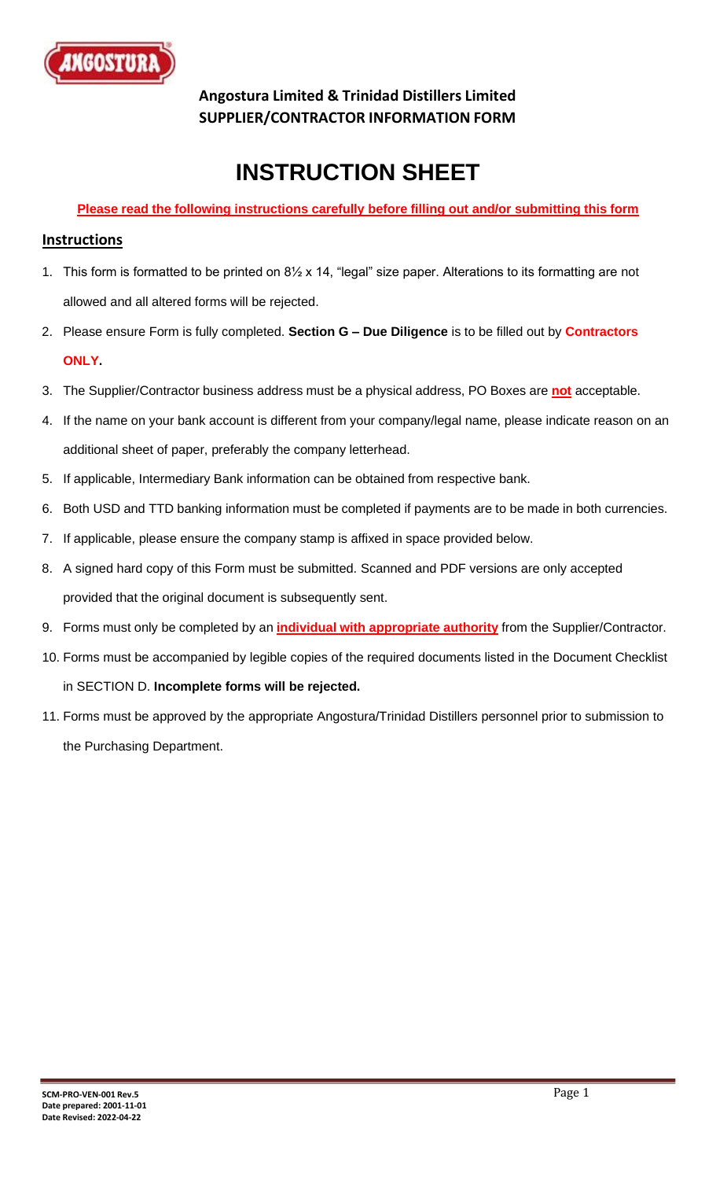**Angostura Limited & Trinidad Distillers Limited**
**SUPPLIER/CONTRACTOR INFORMATION FORM**

# INSTRUCTION SHEET

**Please read the following instructions carefully before filling out and/or submitting this form**

## Instructions

1. This form is formatted to be printed on 8½ x 14, "legal" size paper. Alterations to its formatting are not allowed and all altered forms will be rejected.
2. Please ensure Form is fully completed. **Section G – Due Diligence** is to be filled out by **Contractors ONLY.**
3. The Supplier/Contractor business address must be a physical address, PO Boxes are **not** acceptable.
4. If the name on your bank account is different from your company/legal name, please indicate reason on an additional sheet of paper, preferably the company letterhead.
5. If applicable, Intermediary Bank information can be obtained from respective bank.
6. Both USD and TTD banking information must be completed if payments are to be made in both currencies.
7. If applicable, please ensure the company stamp is affixed in space provided below.
8. A signed hard copy of this Form must be submitted. Scanned and PDF versions are only accepted provided that the original document is subsequently sent.
9. Forms must only be completed by an **individual with appropriate authority** from the Supplier/Contractor.
10. Forms must be accompanied by legible copies of the required documents listed in the Document Checklist in SECTION D. **Incomplete forms will be rejected.**
11. Forms must be approved by the appropriate Angostura/Trinidad Distillers personnel prior to submission to the Purchasing Department.

**SCM-PRO-VEN-001 Rev.5**
**Date prepared: 2001-11-01**
**Date Revised: 2022-04-22**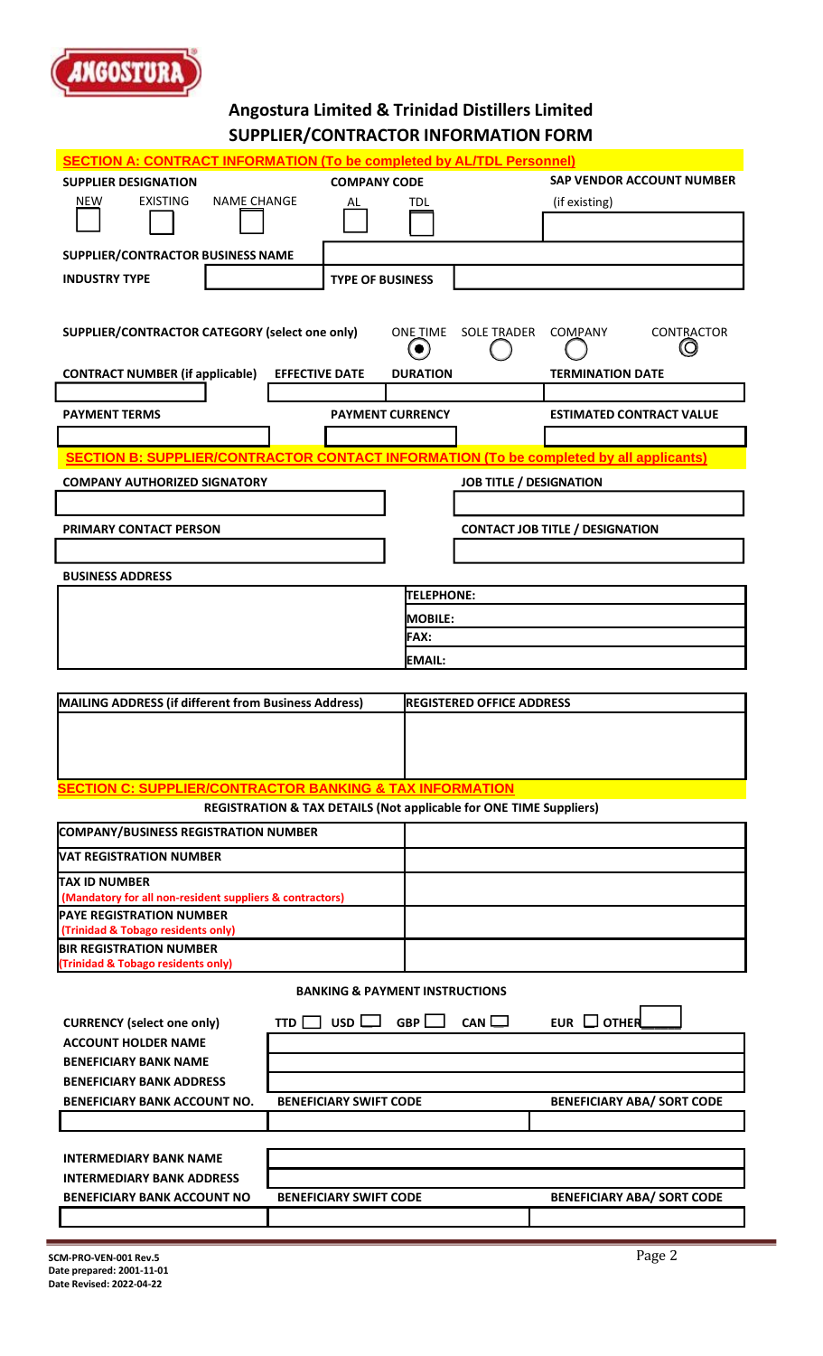# Angostura Limited & Trinidad Distillers Limited
## SUPPLIER/CONTRACTOR INFORMATION FORM

**SECTION A: CONTRACT INFORMATION (To be completed by AL/TDL Personnel)**

| SUPPLIER DESIGNATION | | | COMPANY CODE | | SAP VENDOR ACCOUNT NUMBER |
|---|---|---|---|---|---|
| NEW ☐ | EXISTING ☐ | NAME CHANGE ☐ | AL ☐ | TDL ☐ | (if existing) |

| SUPPLIER/CONTRACTOR BUSINESS NAME | |
|---|---|
| INDUSTRY TYPE | |
| TYPE OF BUSINESS | |

**SUPPLIER/CONTRACTOR CATEGORY (select one only)**: ONE TIME ◉ SOLE TRADER ◯ COMPANY ◯ CONTRACTOR ◯

| CONTRACT NUMBER (if applicable) | EFFECTIVE DATE | DURATION | TERMINATION DATE |
|---|---|---|---|
| | | | |

| PAYMENT TERMS | PAYMENT CURRENCY | ESTIMATED CONTRACT VALUE |
|---|---|---|
| | | |

**SECTION B: SUPPLIER/CONTRACTOR CONTACT INFORMATION (To be completed by all applicants)**

| COMPANY AUTHORIZED SIGNATORY | JOB TITLE / DESIGNATION |
|---|---|
| | |

| PRIMARY CONTACT PERSON | CONTACT JOB TITLE / DESIGNATION |
|---|---|
| | |

| BUSINESS ADDRESS | |
|---|---|
| | TELEPHONE: |
| | MOBILE: |
| | FAX: |
| | EMAIL: |

| MAILING ADDRESS (if different from Business Address) | REGISTERED OFFICE ADDRESS |
|---|---|
| | |

**SECTION C: SUPPLIER/CONTRACTOR BANKING & TAX INFORMATION**

**REGISTRATION & TAX DETAILS (Not applicable for ONE TIME Suppliers)**

| | |
|---|---|
| COMPANY/BUSINESS REGISTRATION NUMBER | |
| VAT REGISTRATION NUMBER | |
| TAX ID NUMBER (Mandatory for all non-resident suppliers & contractors) | |
| PAYE REGISTRATION NUMBER (Trinidad & Tobago residents only) | |
| BIR REGISTRATION NUMBER (Trinidad & Tobago residents only) | |

**BANKING & PAYMENT INSTRUCTIONS**

**CURRENCY (select one only)**: TTD ☐ USD ☐ GBP ☐ CAN ☐ EUR ☐ OTHER ____

| | |
|---|---|
| ACCOUNT HOLDER NAME | |
| BENEFICIARY BANK NAME | |
| BENEFICIARY BANK ADDRESS | |

| BENEFICIARY BANK ACCOUNT NO. | BENEFICIARY SWIFT CODE | BENEFICIARY ABA/ SORT CODE |
|---|---|---|
| | | |

| | |
|---|---|
| INTERMEDIARY BANK NAME | |
| INTERMEDIARY BANK ADDRESS | |

| BENEFICIARY BANK ACCOUNT NO | BENEFICIARY SWIFT CODE | BENEFICIARY ABA/ SORT CODE |
|---|---|---|
| | | |

SCM-PRO-VEN-001 Rev.5
Date prepared: 2001-11-01
Date Revised: 2022-04-22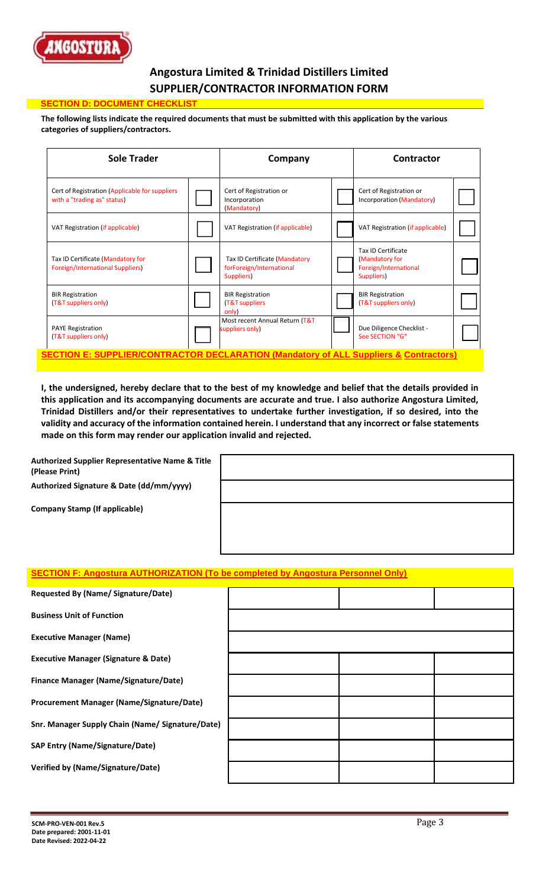# Angostura Limited & Trinidad Distillers Limited
# SUPPLIER/CONTRACTOR INFORMATION FORM

## SECTION D: DOCUMENT CHECKLIST

**The following lists indicate the required documents that must be submitted with this application by the various categories of suppliers/contractors.**

| Sole Trader | | Company | | Contractor | |
|---|---|---|---|---|---|
| Cert of Registration (Applicable for suppliers with a "trading as" status) | ☐ | Cert of Registration or Incorporation (Mandatory) | ☐ | Cert of Registration or Incorporation (Mandatory) | ☐ |
| VAT Registration (if applicable) | ☐ | VAT Registration (if applicable) | ☐ | VAT Registration (if applicable) | ☐ |
| Tax ID Certificate (Mandatory for Foreign/International Suppliers) | ☐ | Tax ID Certificate (Mandatory forForeign/International Suppliers) | ☐ | Tax ID Certificate (Mandatory for Foreign/International Suppliers) | ☐ |
| BIR Registration (T&T suppliers only) | ☐ | BIR Registration (T&T suppliers only) | ☐ | BIR Registration (T&T suppliers only) | ☐ |
| PAYE Registration (T&T suppliers only) | ☐ | Most recent Annual Return (T&T suppliers only) | ☐ | Due Diligence Checklist - See SECTION "G" | ☐ |

## SECTION E: SUPPLIER/CONTRACTOR DECLARATION (Mandatory of ALL Suppliers & Contractors)

**I, the undersigned, hereby declare that to the best of my knowledge and belief that the details provided in this application and its accompanying documents are accurate and true. I also authorize Angostura Limited, Trinidad Distillers and/or their representatives to undertake further investigation, if so desired, into the validity and accuracy of the information contained herein. I understand that any incorrect or false statements made on this form may render our application invalid and rejected.**

| | |
|---|---|
| **Authorized Supplier Representative Name & Title (Please Print)** | |
| **Authorized Signature & Date (dd/mm/yyyy)** | |
| **Company Stamp (If applicable)** | |

## SECTION F: Angostura AUTHORIZATION (To be completed by Angostura Personnel Only)

| | | | |
|---|---|---|---|
| **Requested By (Name/ Signature/Date)** | | | |
| **Business Unit of Function** | | | |
| **Executive Manager (Name)** | | | |
| **Executive Manager (Signature & Date)** | | | |
| **Finance Manager (Name/Signature/Date)** | | | |
| **Procurement Manager (Name/Signature/Date)** | | | |
| **Snr. Manager Supply Chain (Name/ Signature/Date)** | | | |
| **SAP Entry (Name/Signature/Date)** | | | |
| **Verified by (Name/Signature/Date)** | | | |

**SCM-PRO-VEN-001 Rev.5**
**Date prepared: 2001-11-01**
**Date Revised: 2022-04-22**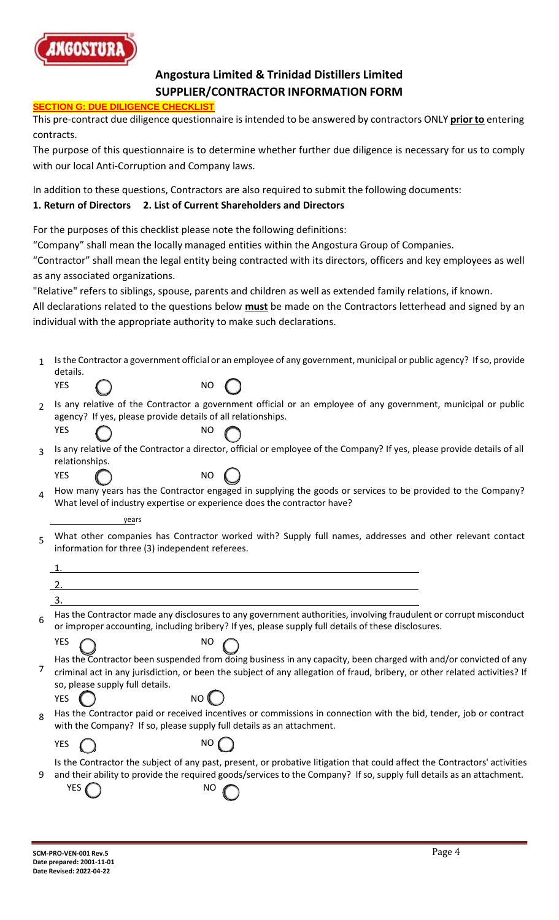# Angostura Limited & Trinidad Distillers Limited
## SUPPLIER/CONTRACTOR INFORMATION FORM

**SECTION G: DUE DILIGENCE CHECKLIST**

This pre-contract due diligence questionnaire is intended to be answered by contractors ONLY **prior to** entering contracts.

The purpose of this questionnaire is to determine whether further due diligence is necessary for us to comply with our local Anti-Corruption and Company laws.

In addition to these questions, Contractors are also required to submit the following documents:

**1. Return of Directors 2. List of Current Shareholders and Directors**

For the purposes of this checklist please note the following definitions:

"Company" shall mean the locally managed entities within the Angostura Group of Companies.

"Contractor" shall mean the legal entity being contracted with its directors, officers and key employees as well as any associated organizations.

"Relative" refers to siblings, spouse, parents and children as well as extended family relations, if known.

All declarations related to the questions below **must** be made on the Contractors letterhead and signed by an individual with the appropriate authority to make such declarations.

1. Is the Contractor a government official or an employee of any government, municipal or public agency? If so, provide details.

   YES ◯ NO ◯

2. Is any relative of the Contractor a government official or an employee of any government, municipal or public agency? If yes, please provide details of all relationships.

   YES ◯ NO ◯

3. Is any relative of the Contractor a director, official or employee of the Company? If yes, please provide details of all relationships.

   YES ◯ NO ◯

4. How many years has the Contractor engaged in supplying the goods or services to be provided to the Company? What level of industry expertise or experience does the contractor have?

   ____________ years

5. What other companies has Contractor worked with? Supply full names, addresses and other relevant contact information for three (3) independent referees.

   1. ______________________________
   2. ______________________________
   3. ______________________________

6. Has the Contractor made any disclosures to any government authorities, involving fraudulent or corrupt misconduct or improper accounting, including bribery? If yes, please supply full details of these disclosures.

   YES ◯ NO ◯

7. Has the Contractor been suspended from doing business in any capacity, been charged with and/or convicted of any criminal act in any jurisdiction, or been the subject of any allegation of fraud, bribery, or other related activities? If so, please supply full details.

   YES ◯ NO ◯

8. Has the Contractor paid or received incentives or commissions in connection with the bid, tender, job or contract with the Company? If so, please supply full details as an attachment.

   YES ◯ NO ◯

9. Is the Contractor the subject of any past, present, or probative litigation that could affect the Contractors' activities and their ability to provide the required goods/services to the Company? If so, supply full details as an attachment.

   YES ◯ NO ◯

SCM-PRO-VEN-001 Rev.5
Date prepared: 2001-11-01
Date Revised: 2022-04-22